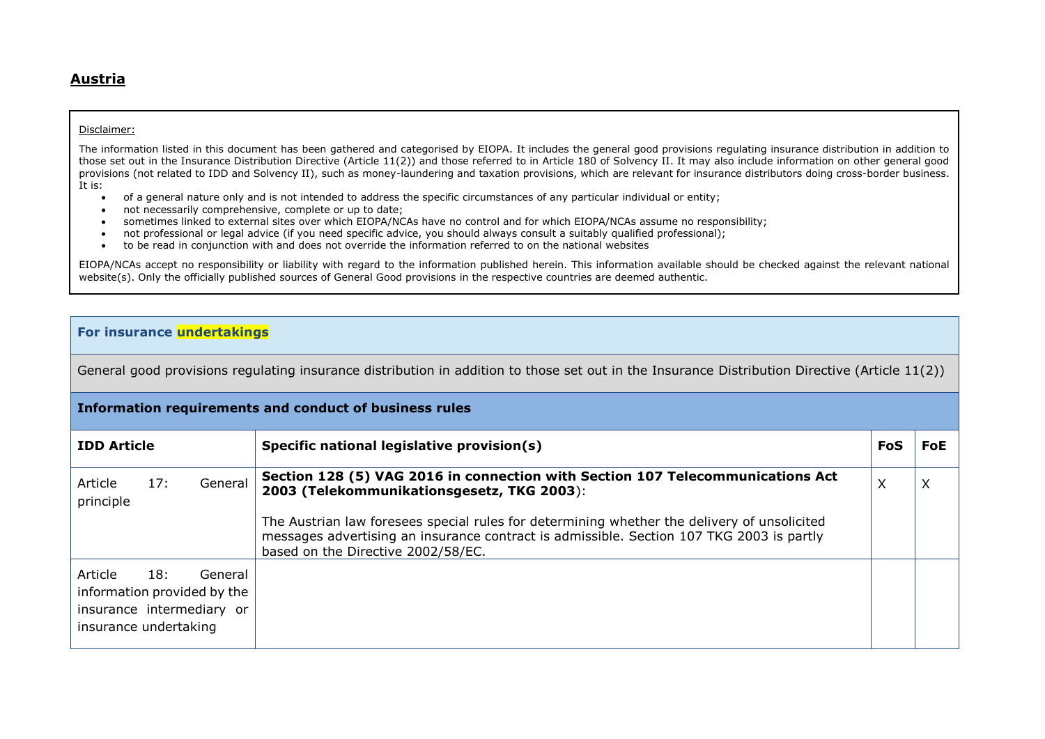# Austria

Disclaimer:

The information listed in this document has been gathered and categorised by EIOPA. It includes the general good provisions regulating insurance distribution in addition to those set out in the Insurance Distribution Directive (Article 11(2)) and those referred to in Article 180 of Solvency II. It may also include information on other general good provisions (not related to IDD and Solvency II), such as money-laundering and taxation provisions, which are relevant for insurance distributors doing cross-border business. It is:

- of a general nature only and is not intended to address the specific circumstances of any particular individual or entity;
- not necessarily comprehensive, complete or up to date;
- sometimes linked to external sites over which EIOPA/NCAs have no control and for which EIOPA/NCAs assume no responsibility;
- not professional or legal advice (if you need specific advice, you should always consult a suitably qualified professional);
- to be read in conjunction with and does not override the information referred to on the national websites

EIOPA/NCAs accept no responsibility or liability with regard to the information published herein. This information available should be checked against the relevant national website(s). Only the officially published sources of General Good provisions in the respective countries are deemed authentic.

## For insurance undertakings

General good provisions regulating insurance distribution in addition to those set out in the Insurance Distribution Directive (Article 11(2))

### Information requirements and conduct of business rules

| IDD Article | Specific national legislative provision(s) | FoS | FoE |
|---|---|---|---|
| Article 17: General principle | **Section 128 (5) VAG 2016 in connection with Section 107 Telecommunications Act 2003 (Telekommunikationsgesetz, TKG 2003)**:<br><br>The Austrian law foresees special rules for determining whether the delivery of unsolicited messages advertising an insurance contract is admissible. Section 107 TKG 2003 is partly based on the Directive 2002/58/EC. | X | X |
| Article 18: General information provided by the insurance intermediary or insurance undertaking | | | |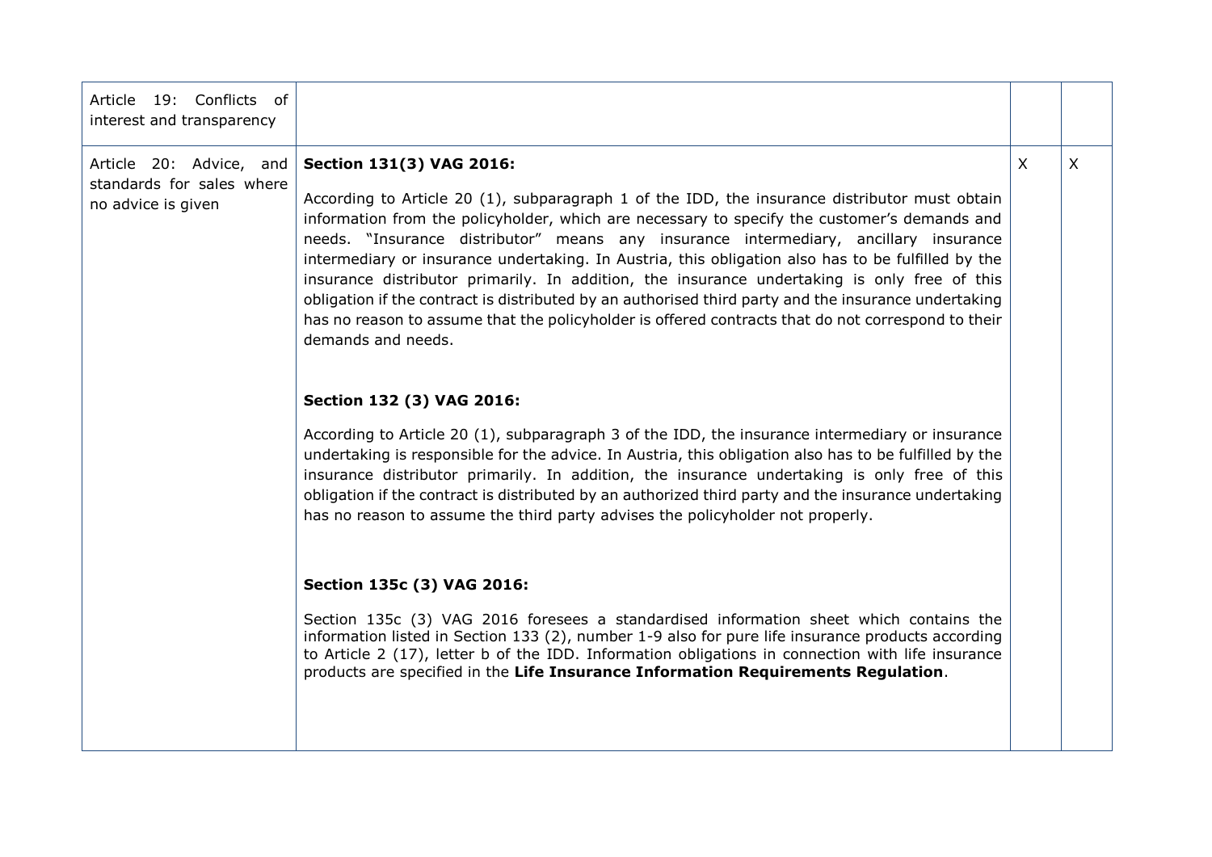| | | | |
|---|---|---|---|
| Article 19: Conflicts of interest and transparency | | | |
| Article 20: Advice, and standards for sales where no advice is given | **Section 131(3) VAG 2016:**<br><br>According to Article 20 (1), subparagraph 1 of the IDD, the insurance distributor must obtain information from the policyholder, which are necessary to specify the customer's demands and needs. "Insurance distributor" means any insurance intermediary, ancillary insurance intermediary or insurance undertaking. In Austria, this obligation also has to be fulfilled by the insurance distributor primarily. In addition, the insurance undertaking is only free of this obligation if the contract is distributed by an authorised third party and the insurance undertaking has no reason to assume that the policyholder is offered contracts that do not correspond to their demands and needs.<br><br>**Section 132 (3) VAG 2016:**<br><br>According to Article 20 (1), subparagraph 3 of the IDD, the insurance intermediary or insurance undertaking is responsible for the advice. In Austria, this obligation also has to be fulfilled by the insurance distributor primarily. In addition, the insurance undertaking is only free of this obligation if the contract is distributed by an authorized third party and the insurance undertaking has no reason to assume the third party advises the policyholder not properly.<br><br>**Section 135c (3) VAG 2016:**<br><br>Section 135c (3) VAG 2016 foresees a standardised information sheet which contains the information listed in Section 133 (2), number 1-9 also for pure life insurance products according to Article 2 (17), letter b of the IDD. Information obligations in connection with life insurance products are specified in the **Life Insurance Information Requirements Regulation**. | X | X |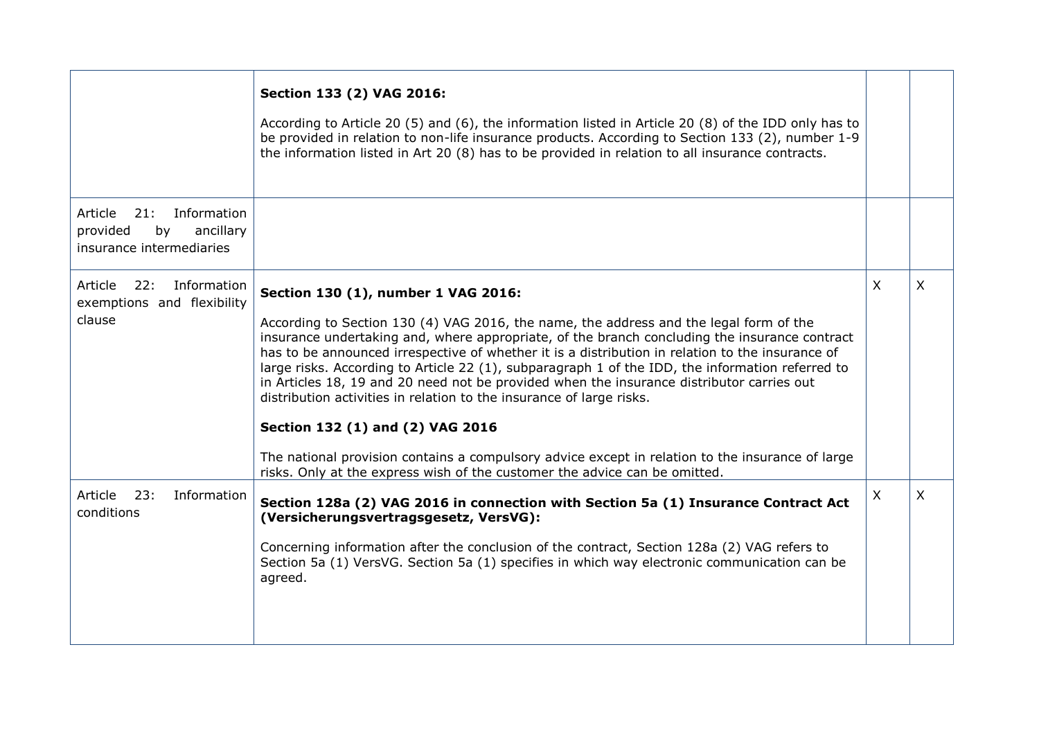| | | | |
|---|---|---|---|
| | **Section 133 (2) VAG 2016:** According to Article 20 (5) and (6), the information listed in Article 20 (8) of the IDD only has to be provided in relation to non-life insurance products. According to Section 133 (2), number 1-9 the information listed in Art 20 (8) has to be provided in relation to all insurance contracts. | | |
| Article 21: Information provided by ancillary insurance intermediaries | | | |
| Article 22: Information exemptions and flexibility clause | **Section 130 (1), number 1 VAG 2016:** According to Section 130 (4) VAG 2016, the name, the address and the legal form of the insurance undertaking and, where appropriate, of the branch concluding the insurance contract has to be announced irrespective of whether it is a distribution in relation to the insurance of large risks. According to Article 22 (1), subparagraph 1 of the IDD, the information referred to in Articles 18, 19 and 20 need not be provided when the insurance distributor carries out distribution activities in relation to the insurance of large risks. **Section 132 (1) and (2) VAG 2016** The national provision contains a compulsory advice except in relation to the insurance of large risks. Only at the express wish of the customer the advice can be omitted. | X | X |
| Article 23: Information conditions | **Section 128a (2) VAG 2016 in connection with Section 5a (1) Insurance Contract Act (Versicherungsvertragsgesetz, VersVG):** Concerning information after the conclusion of the contract, Section 128a (2) VAG refers to Section 5a (1) VersVG. Section 5a (1) specifies in which way electronic communication can be agreed. | X | X |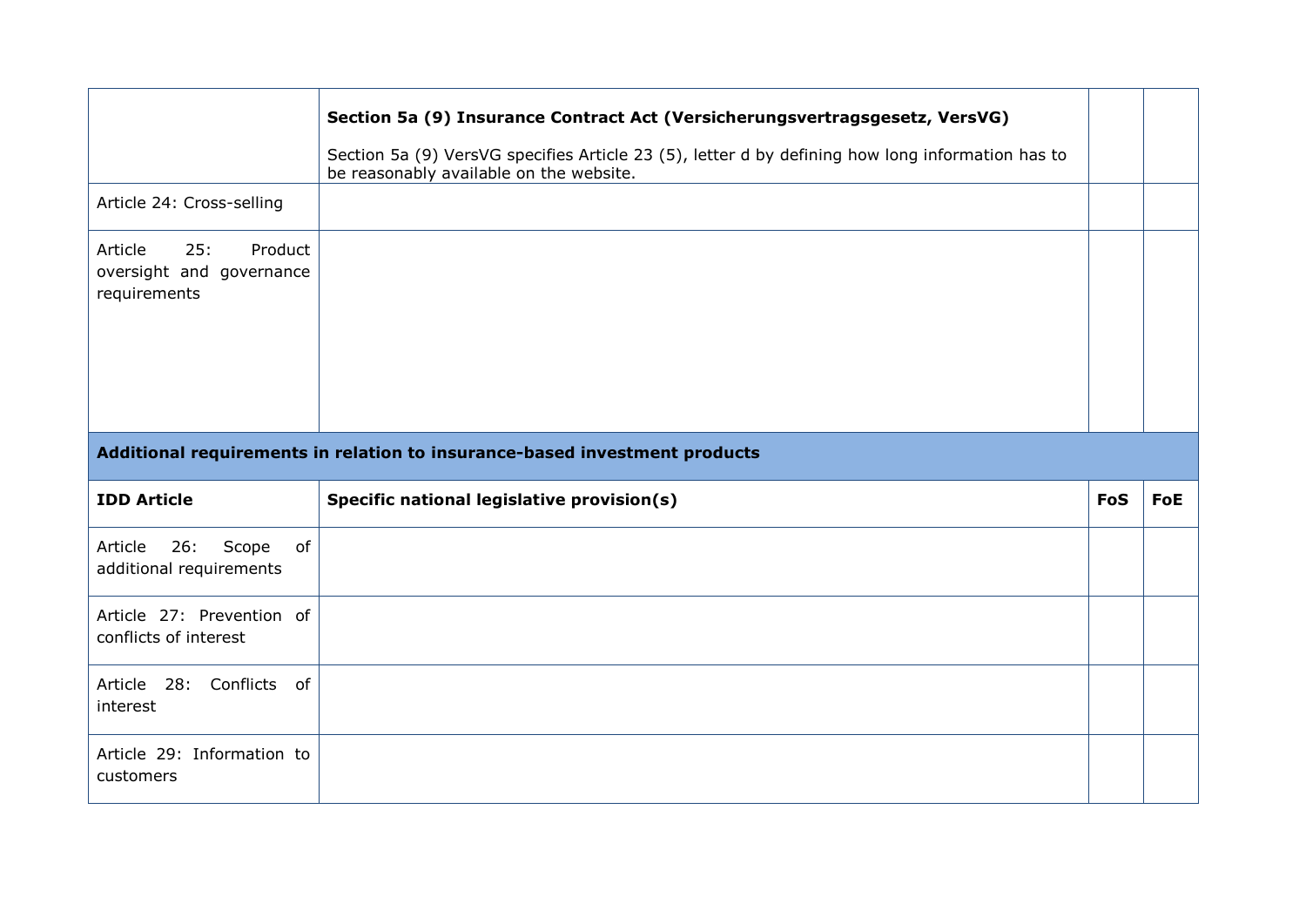| | | | |
|---|---|---|---|
| | **Section 5a (9) Insurance Contract Act (Versicherungsvertragsgesetz, VersVG)**<br><br>Section 5a (9) VersVG specifies Article 23 (5), letter d by defining how long information has to be reasonably available on the website. | | |
| Article 24: Cross-selling | | | |
| Article 25: Product oversight and governance requirements | | | |

**Additional requirements in relation to insurance-based investment products**

| IDD Article | Specific national legislative provision(s) | FoS | FoE |
|---|---|---|---|
| Article 26: Scope of additional requirements | | | |
| Article 27: Prevention of conflicts of interest | | | |
| Article 28: Conflicts of interest | | | |
| Article 29: Information to customers | | | |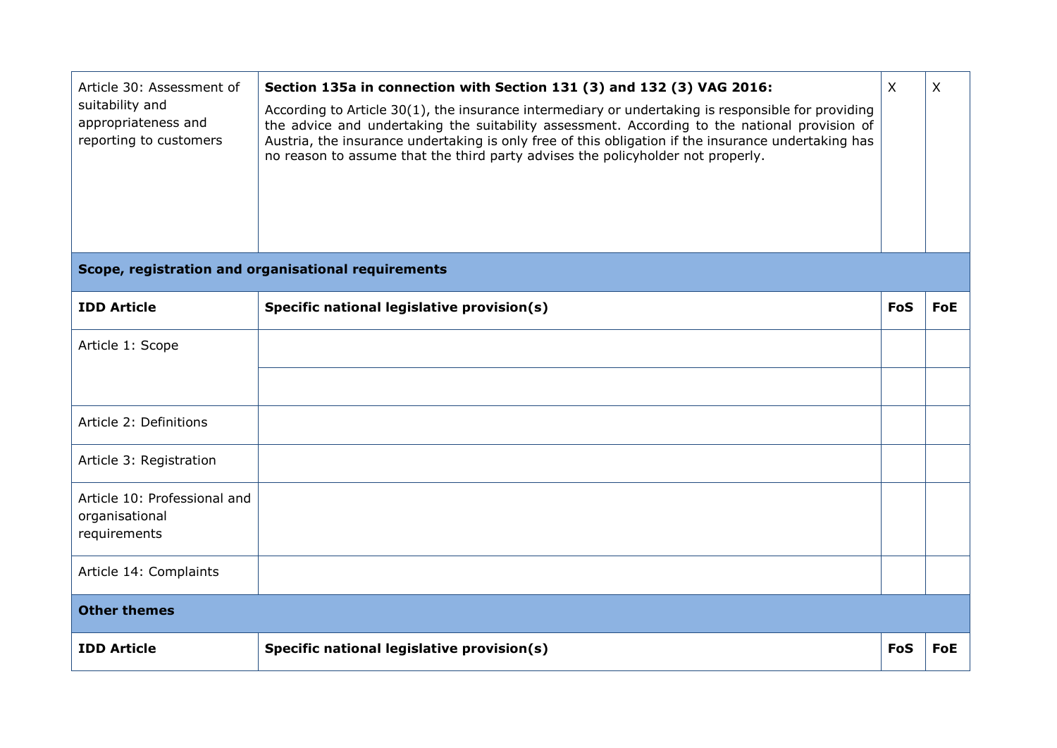| IDD Article | Specific national legislative provision(s) | FoS | FoE |
|---|---|---|---|
| Article 30: Assessment of suitability and appropriateness and reporting to customers | **Section 135a in connection with Section 131 (3) and 132 (3) VAG 2016:** According to Article 30(1), the insurance intermediary or undertaking is responsible for providing the advice and undertaking the suitability assessment. According to the national provision of Austria, the insurance undertaking is only free of this obligation if the insurance undertaking has no reason to assume that the third party advises the policyholder not properly. | X | X |

**Scope, registration and organisational requirements**

| IDD Article | Specific national legislative provision(s) | FoS | FoE |
|---|---|---|---|
| Article 1: Scope | | | |
| | | | |
| Article 2: Definitions | | | |
| Article 3: Registration | | | |
| Article 10: Professional and organisational requirements | | | |
| Article 14: Complaints | | | |

**Other themes**

| IDD Article | Specific national legislative provision(s) | FoS | FoE |
|---|---|---|---|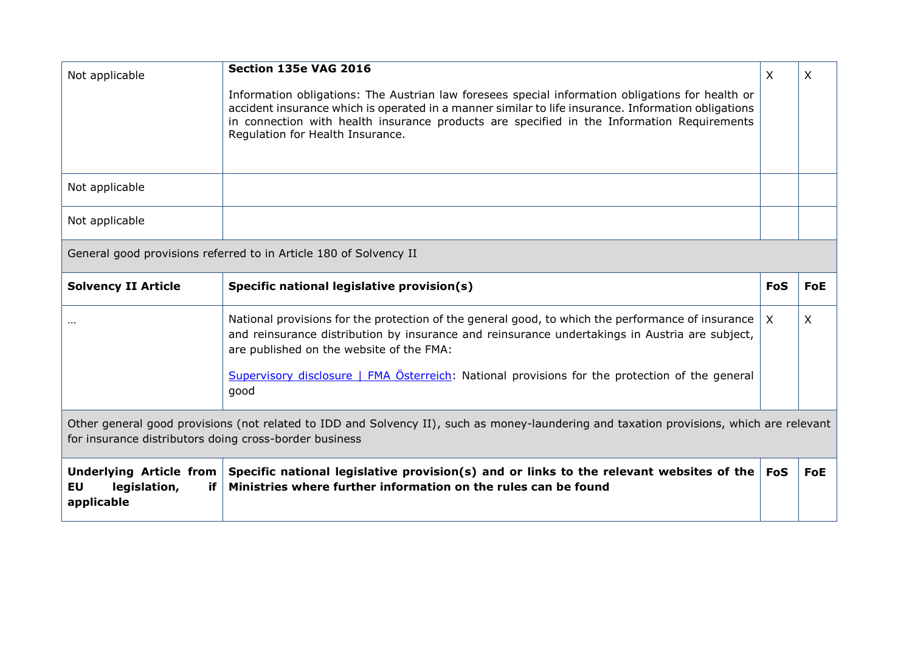| | | | |
|---|---|---|---|
| Not applicable | **Section 135e VAG 2016**<br><br>Information obligations: The Austrian law foresees special information obligations for health or accident insurance which is operated in a manner similar to life insurance. Information obligations in connection with health insurance products are specified in the Information Requirements Regulation for Health Insurance. | X | X |
| Not applicable | | | |
| Not applicable | | | |
| General good provisions referred to in Article 180 of Solvency II | | | |
| **Solvency II Article** | **Specific national legislative provision(s)** | **FoS** | **FoE** |
| … | National provisions for the protection of the general good, to which the performance of insurance and reinsurance distribution by insurance and reinsurance undertakings in Austria are subject, are published on the website of the FMA:<br><br>Supervisory disclosure \| FMA Österreich: National provisions for the protection of the general good | X | X |
| Other general good provisions (not related to IDD and Solvency II), such as money-laundering and taxation provisions, which are relevant for insurance distributors doing cross-border business | | | |
| **Underlying Article from EU legislation, if applicable** | **Specific national legislative provision(s) and or links to the relevant websites of the Ministries where further information on the rules can be found** | **FoS** | **FoE** |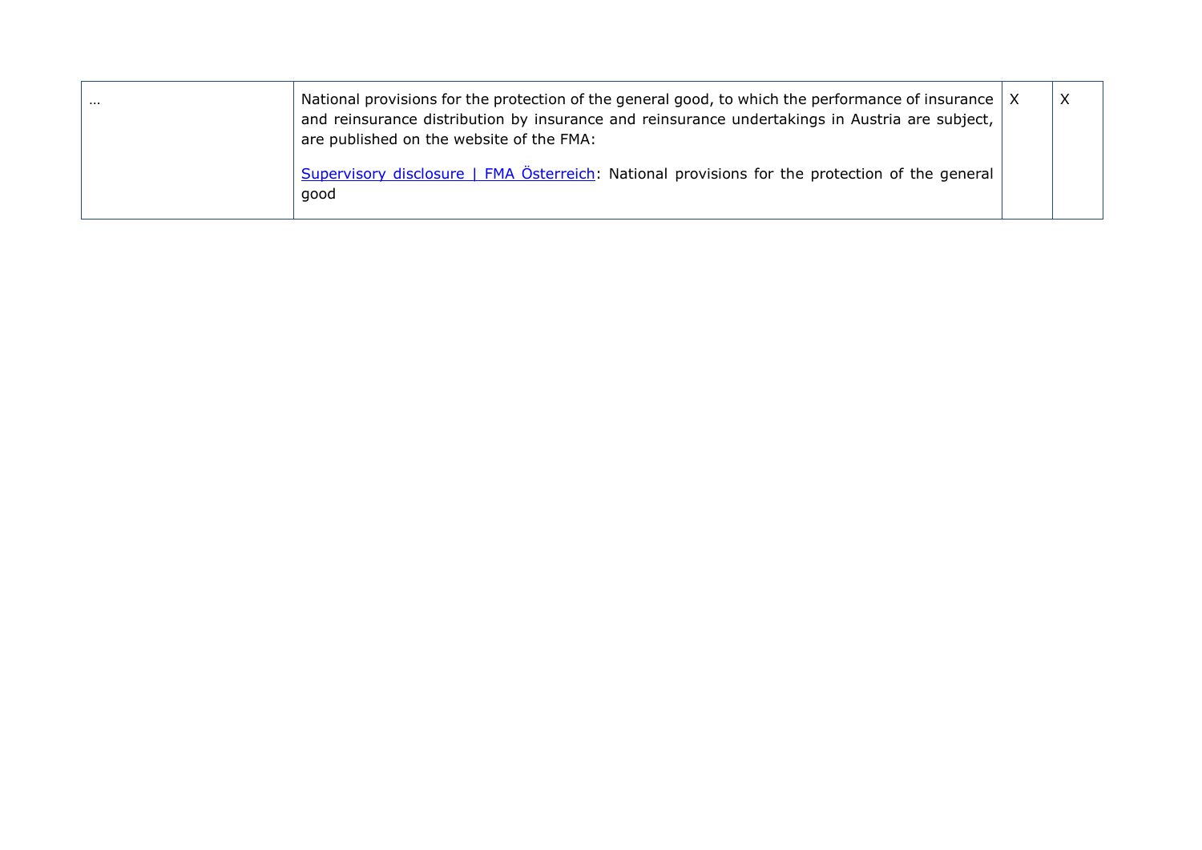| … | National provisions for the protection of the general good, to which the performance of insurance and reinsurance distribution by insurance and reinsurance undertakings in Austria are subject, are published on the website of the FMA:<br><br>Supervisory disclosure &#124; FMA Österreich: National provisions for the protection of the general good | X | X |
|---|---|---|---|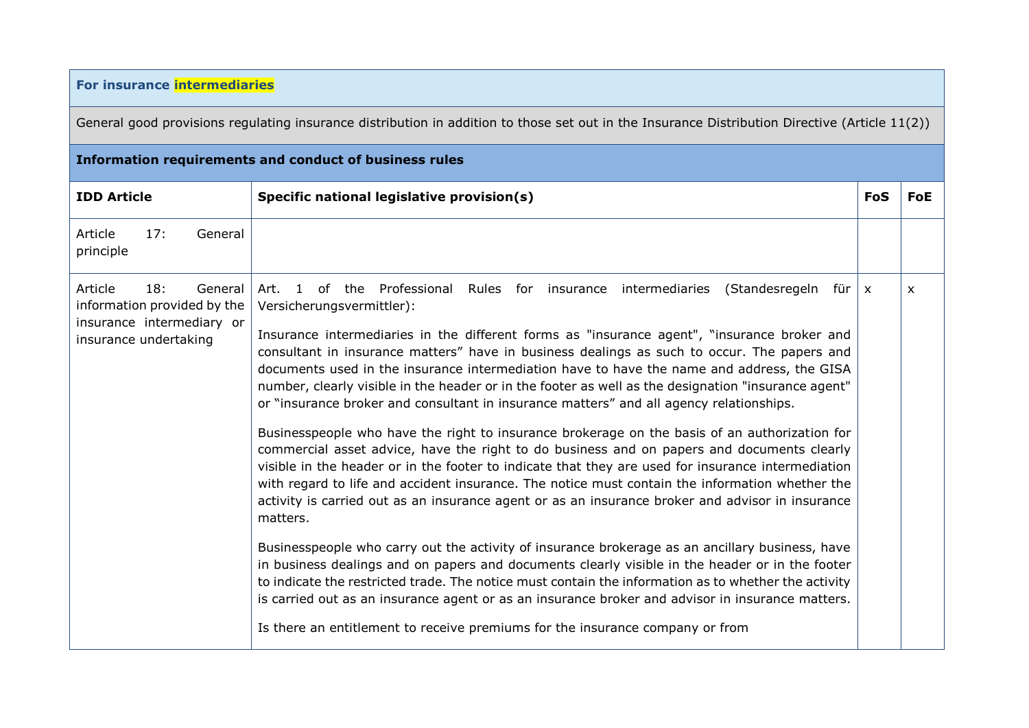| For insurance intermediaries | | | |
|---|---|---|---|
| General good provisions regulating insurance distribution in addition to those set out in the Insurance Distribution Directive (Article 11(2)) | | | |
| **Information requirements and conduct of business rules** | | | |
| **IDD Article** | **Specific national legislative provision(s)** | **FoS** | **FoE** |
| Article 17: General principle | | | |
| Article 18: General information provided by the insurance intermediary or insurance undertaking | Art. 1 of the Professional Rules for insurance intermediaries (Standesregeln für Versicherungsvermittler):<br><br>Insurance intermediaries in the different forms as "insurance agent", "insurance broker and consultant in insurance matters" have in business dealings as such to occur. The papers and documents used in the insurance intermediation have to have the name and address, the GISA number, clearly visible in the header or in the footer as well as the designation "insurance agent" or "insurance broker and consultant in insurance matters" and all agency relationships.<br><br>Businesspeople who have the right to insurance brokerage on the basis of an authorization for commercial asset advice, have the right to do business and on papers and documents clearly visible in the header or in the footer to indicate that they are used for insurance intermediation with regard to life and accident insurance. The notice must contain the information whether the activity is carried out as an insurance agent or as an insurance broker and advisor in insurance matters.<br><br>Businesspeople who carry out the activity of insurance brokerage as an ancillary business, have in business dealings and on papers and documents clearly visible in the header or in the footer to indicate the restricted trade. The notice must contain the information as to whether the activity is carried out as an insurance agent or as an insurance broker and advisor in insurance matters.<br><br>Is there an entitlement to receive premiums for the insurance company or from | x | x |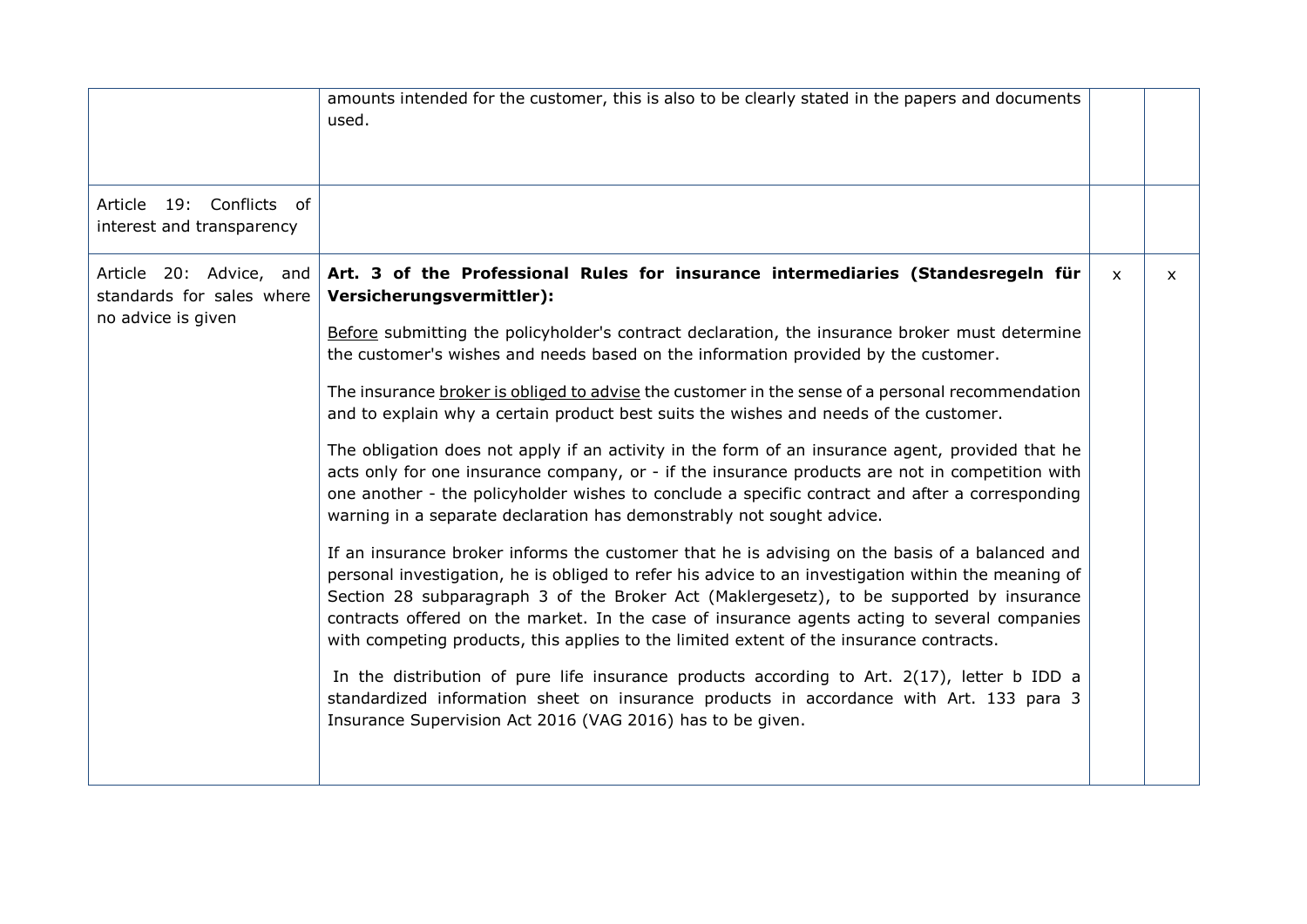| | | | |
|---|---|---|---|
| | amounts intended for the customer, this is also to be clearly stated in the papers and documents used. | | |
| Article 19: Conflicts of interest and transparency | | | |
| Article 20: Advice, and standards for sales where no advice is given | **Art. 3 of the Professional Rules for insurance intermediaries (Standesregeln für Versicherungsvermittler):**<br><br><u>Before</u> submitting the policyholder's contract declaration, the insurance broker must determine the customer's wishes and needs based on the information provided by the customer.<br><br>The insurance <u>broker is obliged to advise</u> the customer in the sense of a personal recommendation and to explain why a certain product best suits the wishes and needs of the customer.<br><br>The obligation does not apply if an activity in the form of an insurance agent, provided that he acts only for one insurance company, or - if the insurance products are not in competition with one another - the policyholder wishes to conclude a specific contract and after a corresponding warning in a separate declaration has demonstrably not sought advice.<br><br>If an insurance broker informs the customer that he is advising on the basis of a balanced and personal investigation, he is obliged to refer his advice to an investigation within the meaning of Section 28 subparagraph 3 of the Broker Act (Maklergesetz), to be supported by insurance contracts offered on the market. In the case of insurance agents acting to several companies with competing products, this applies to the limited extent of the insurance contracts.<br><br>In the distribution of pure life insurance products according to Art. 2(17), letter b IDD a standardized information sheet on insurance products in accordance with Art. 133 para 3 Insurance Supervision Act 2016 (VAG 2016) has to be given. | x | x |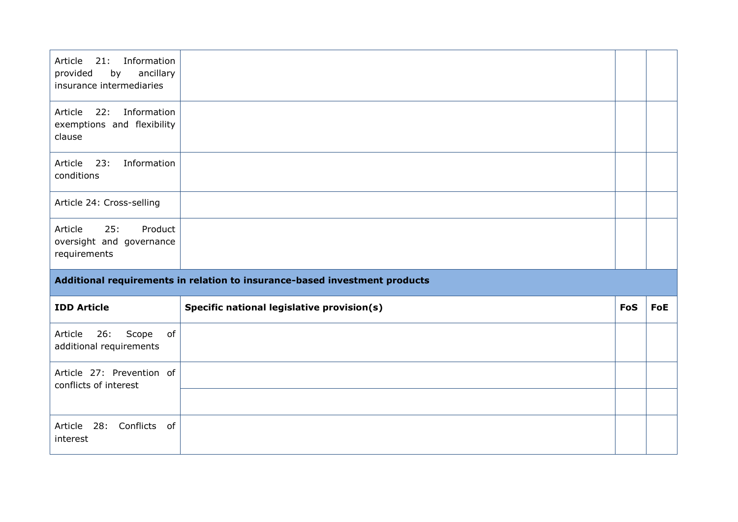| IDD Article | Specific national legislative provision(s) | FoS | FoE |
| --- | --- | --- | --- |
| Article 21: Information provided by ancillary insurance intermediaries | | | |
| Article 22: Information exemptions and flexibility clause | | | |
| Article 23: Information conditions | | | |
| Article 24: Cross-selling | | | |
| Article 25: Product oversight and governance requirements | | | |
| **Additional requirements in relation to insurance-based investment products** | | | |
| **IDD Article** | **Specific national legislative provision(s)** | **FoS** | **FoE** |
| Article 26: Scope of additional requirements | | | |
| Article 27: Prevention of conflicts of interest | | | |
| | | | |
| Article 28: Conflicts of interest | | | |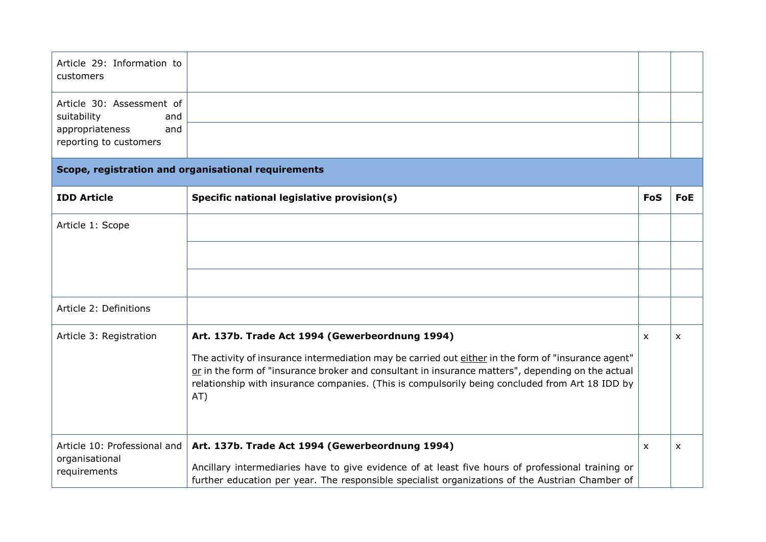| | | | |
|---|---|---|---|
| Article 29: Information to customers | | | |
| Article 30: Assessment of suitability and appropriateness and reporting to customers | | | |
| | | | |

| **Scope, registration and organisational requirements** | | | |
|---|---|---|---|
| **IDD Article** | **Specific national legislative provision(s)** | **FoS** | **FoE** |
| Article 1: Scope | | | |
| | | | |
| | | | |
| Article 2: Definitions | | | |
| Article 3: Registration | **Art. 137b. Trade Act 1994 (Gewerbeordnung 1994)**<br><br>The activity of insurance intermediation may be carried out either in the form of "insurance agent" or in the form of "insurance broker and consultant in insurance matters", depending on the actual relationship with insurance companies. (This is compulsorily being concluded from Art 18 IDD by AT) | x | x |
| Article 10: Professional and organisational requirements | **Art. 137b. Trade Act 1994 (Gewerbeordnung 1994)**<br><br>Ancillary intermediaries have to give evidence of at least five hours of professional training or further education per year. The responsible specialist organizations of the Austrian Chamber of | x | x |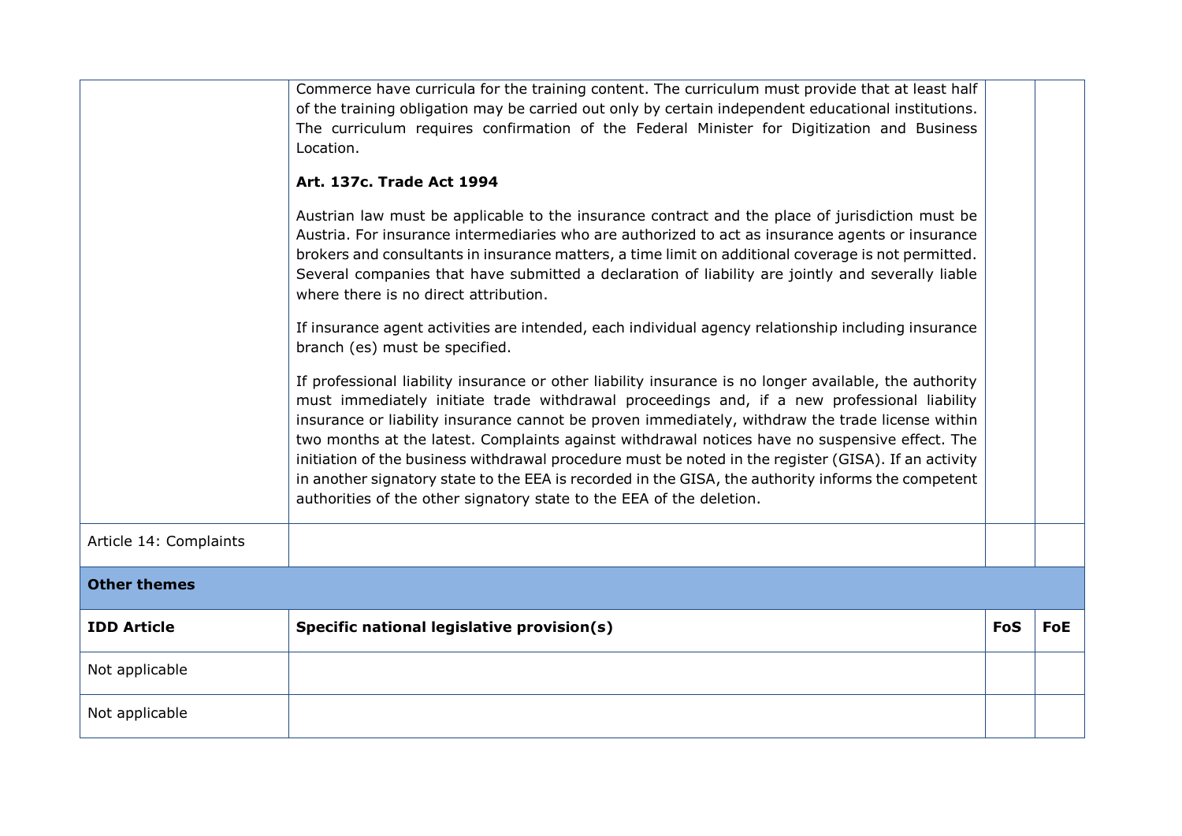| | | | |
|---|---|---|---|
| | Commerce have curricula for the training content. The curriculum must provide that at least half of the training obligation may be carried out only by certain independent educational institutions. The curriculum requires confirmation of the Federal Minister for Digitization and Business Location.<br><br>**Art. 137c. Trade Act 1994**<br><br>Austrian law must be applicable to the insurance contract and the place of jurisdiction must be Austria. For insurance intermediaries who are authorized to act as insurance agents or insurance brokers and consultants in insurance matters, a time limit on additional coverage is not permitted. Several companies that have submitted a declaration of liability are jointly and severally liable where there is no direct attribution.<br><br>If insurance agent activities are intended, each individual agency relationship including insurance branch (es) must be specified.<br><br>If professional liability insurance or other liability insurance is no longer available, the authority must immediately initiate trade withdrawal proceedings and, if a new professional liability insurance or liability insurance cannot be proven immediately, withdraw the trade license within two months at the latest. Complaints against withdrawal notices have no suspensive effect. The initiation of the business withdrawal procedure must be noted in the register (GISA). If an activity in another signatory state to the EEA is recorded in the GISA, the authority informs the competent authorities of the other signatory state to the EEA of the deletion. | | |
| Article 14: Complaints | | | |
| **Other themes** | | | |
| **IDD Article** | **Specific national legislative provision(s)** | **FoS** | **FoE** |
| Not applicable | | | |
| Not applicable | | | |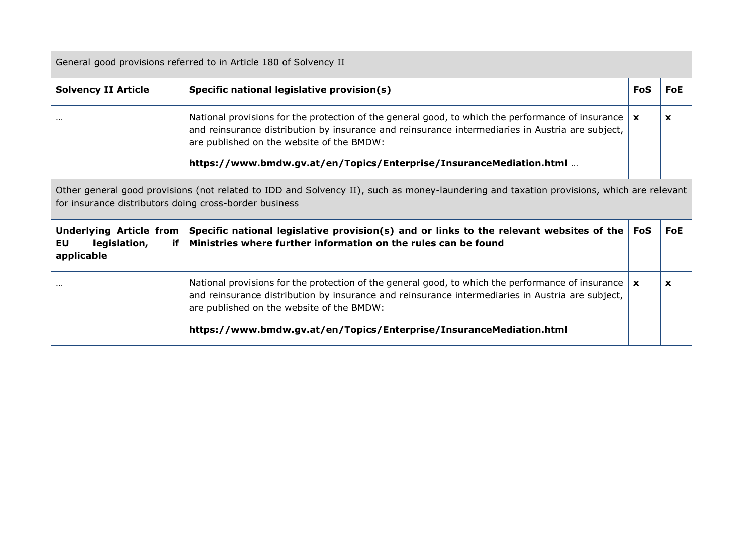| General good provisions referred to in Article 180 of Solvency II | | | |
|---|---|---|---|
| **Solvency II Article** | **Specific national legislative provision(s)** | **FoS** | **FoE** |
| … | National provisions for the protection of the general good, to which the performance of insurance and reinsurance distribution by insurance and reinsurance intermediaries in Austria are subject, are published on the website of the BMDW:<br><br>**https://www.bmdw.gv.at/en/Topics/Enterprise/InsuranceMediation.html** … | **x** | **x** |

| Other general good provisions (not related to IDD and Solvency II), such as money-laundering and taxation provisions, which are relevant for insurance distributors doing cross-border business | | | |
|---|---|---|---|
| **Underlying Article from EU legislation, if applicable** | **Specific national legislative provision(s) and or links to the relevant websites of the Ministries where further information on the rules can be found** | **FoS** | **FoE** |
| … | National provisions for the protection of the general good, to which the performance of insurance and reinsurance distribution by insurance and reinsurance intermediaries in Austria are subject, are published on the website of the BMDW:<br><br>**https://www.bmdw.gv.at/en/Topics/Enterprise/InsuranceMediation.html** | **x** | **x** |